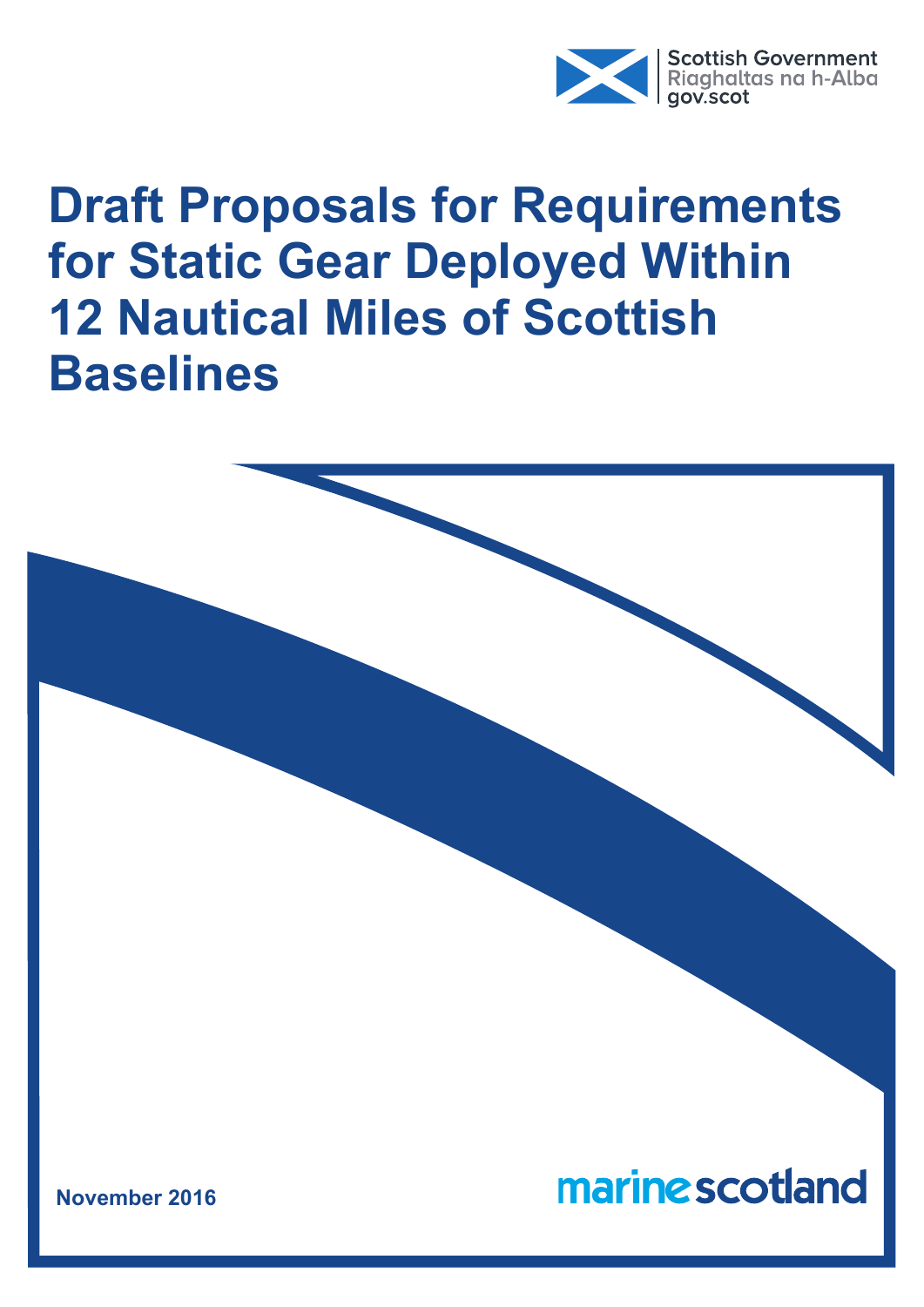Scottish Government
Riaghaltas na h-Alba
gov.scot

# Draft Proposals for Requirements for Static Gear Deployed Within 12 Nautical Miles of Scottish Baselines

November 2016

marine scotland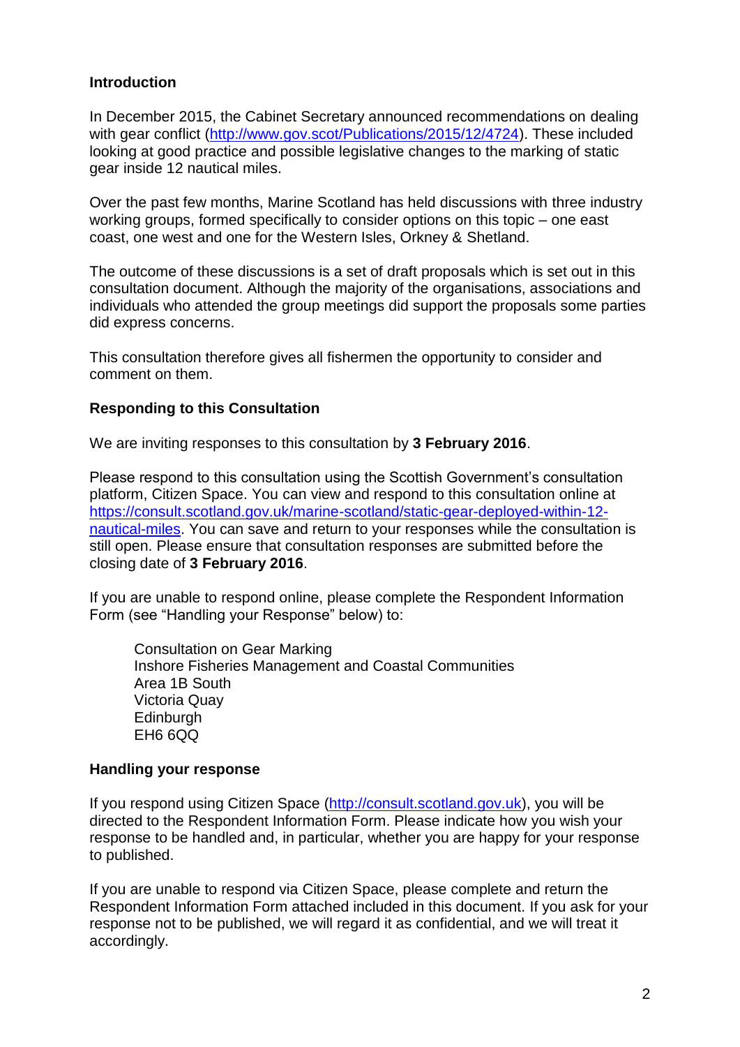## Introduction

In December 2015, the Cabinet Secretary announced recommendations on dealing with gear conflict (http://www.gov.scot/Publications/2015/12/4724). These included looking at good practice and possible legislative changes to the marking of static gear inside 12 nautical miles.

Over the past few months, Marine Scotland has held discussions with three industry working groups, formed specifically to consider options on this topic – one east coast, one west and one for the Western Isles, Orkney & Shetland.

The outcome of these discussions is a set of draft proposals which is set out in this consultation document. Although the majority of the organisations, associations and individuals who attended the group meetings did support the proposals some parties did express concerns.

This consultation therefore gives all fishermen the opportunity to consider and comment on them.

## Responding to this Consultation

We are inviting responses to this consultation by **3 February 2016**.

Please respond to this consultation using the Scottish Government's consultation platform, Citizen Space. You can view and respond to this consultation online at https://consult.scotland.gov.uk/marine-scotland/static-gear-deployed-within-12-nautical-miles. You can save and return to your responses while the consultation is still open. Please ensure that consultation responses are submitted before the closing date of **3 February 2016**.

If you are unable to respond online, please complete the Respondent Information Form (see "Handling your Response" below) to:

Consultation on Gear Marking
Inshore Fisheries Management and Coastal Communities
Area 1B South
Victoria Quay
Edinburgh
EH6 6QQ

## Handling your response

If you respond using Citizen Space (http://consult.scotland.gov.uk), you will be directed to the Respondent Information Form. Please indicate how you wish your response to be handled and, in particular, whether you are happy for your response to published.

If you are unable to respond via Citizen Space, please complete and return the Respondent Information Form attached included in this document. If you ask for your response not to be published, we will regard it as confidential, and we will treat it accordingly.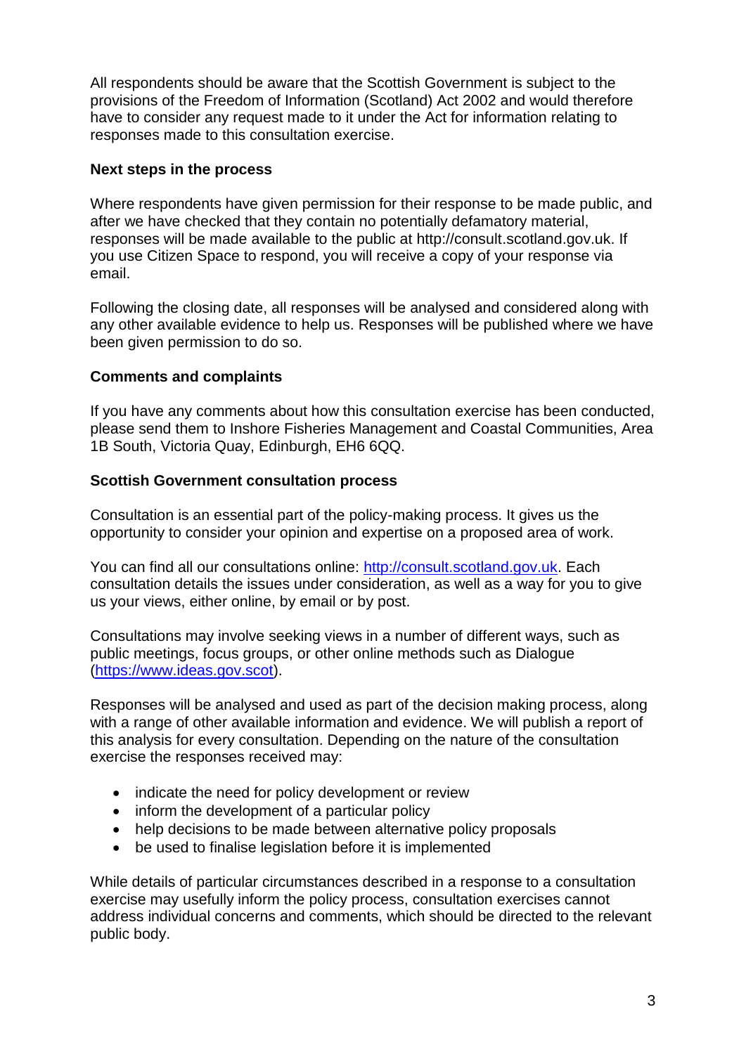All respondents should be aware that the Scottish Government is subject to the provisions of the Freedom of Information (Scotland) Act 2002 and would therefore have to consider any request made to it under the Act for information relating to responses made to this consultation exercise.

**Next steps in the process**

Where respondents have given permission for their response to be made public, and after we have checked that they contain no potentially defamatory material, responses will be made available to the public at http://consult.scotland.gov.uk. If you use Citizen Space to respond, you will receive a copy of your response via email.

Following the closing date, all responses will be analysed and considered along with any other available evidence to help us. Responses will be published where we have been given permission to do so.

**Comments and complaints**

If you have any comments about how this consultation exercise has been conducted, please send them to Inshore Fisheries Management and Coastal Communities, Area 1B South, Victoria Quay, Edinburgh, EH6 6QQ.

**Scottish Government consultation process**

Consultation is an essential part of the policy-making process. It gives us the opportunity to consider your opinion and expertise on a proposed area of work.

You can find all our consultations online: [http://consult.scotland.gov.uk](http://consult.scotland.gov.uk). Each consultation details the issues under consideration, as well as a way for you to give us your views, either online, by email or by post.

Consultations may involve seeking views in a number of different ways, such as public meetings, focus groups, or other online methods such as Dialogue ([https://www.ideas.gov.scot](https://www.ideas.gov.scot)).

Responses will be analysed and used as part of the decision making process, along with a range of other available information and evidence. We will publish a report of this analysis for every consultation. Depending on the nature of the consultation exercise the responses received may:

- indicate the need for policy development or review
- inform the development of a particular policy
- help decisions to be made between alternative policy proposals
- be used to finalise legislation before it is implemented

While details of particular circumstances described in a response to a consultation exercise may usefully inform the policy process, consultation exercises cannot address individual concerns and comments, which should be directed to the relevant public body.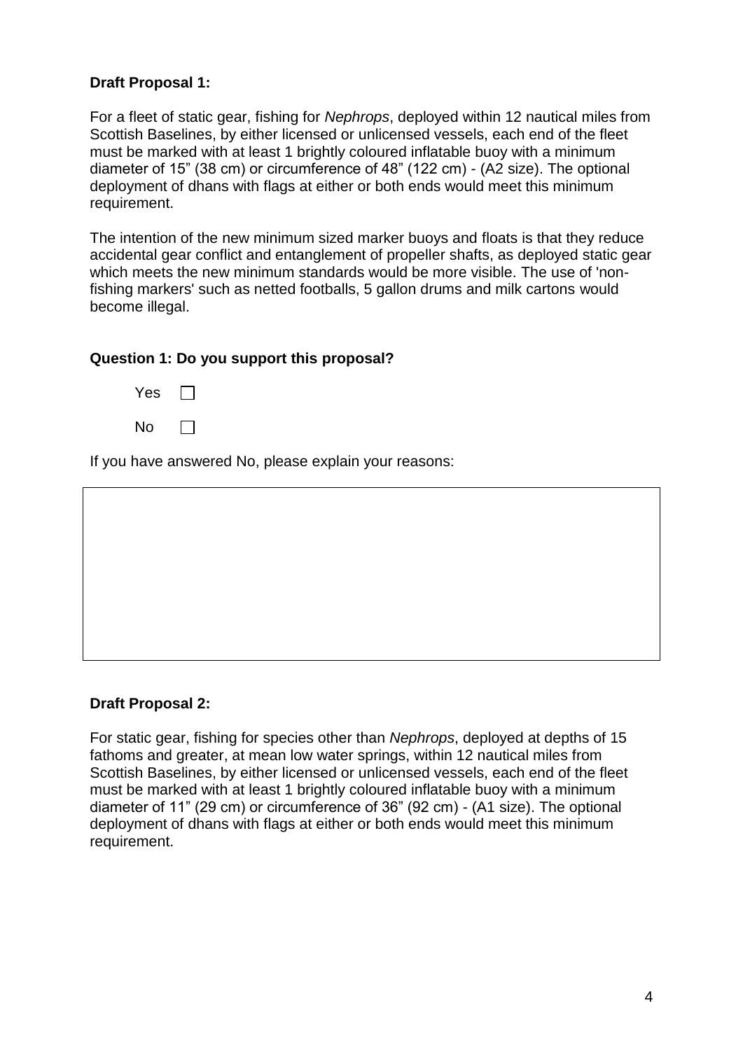**Draft Proposal 1:**

For a fleet of static gear, fishing for *Nephrops*, deployed within 12 nautical miles from Scottish Baselines, by either licensed or unlicensed vessels, each end of the fleet must be marked with at least 1 brightly coloured inflatable buoy with a minimum diameter of 15" (38 cm) or circumference of 48" (122 cm) - (A2 size). The optional deployment of dhans with flags at either or both ends would meet this minimum requirement.

The intention of the new minimum sized marker buoys and floats is that they reduce accidental gear conflict and entanglement of propeller shafts, as deployed static gear which meets the new minimum standards would be more visible. The use of 'non-fishing markers' such as netted footballs, 5 gallon drums and milk cartons would become illegal.

**Question 1: Do you support this proposal?**

Yes ☐

No ☐

If you have answered No, please explain your reasons:

| |
|---|
| |

**Draft Proposal 2:**

For static gear, fishing for species other than *Nephrops*, deployed at depths of 15 fathoms and greater, at mean low water springs, within 12 nautical miles from Scottish Baselines, by either licensed or unlicensed vessels, each end of the fleet must be marked with at least 1 brightly coloured inflatable buoy with a minimum diameter of 11" (29 cm) or circumference of 36" (92 cm) - (A1 size). The optional deployment of dhans with flags at either or both ends would meet this minimum requirement.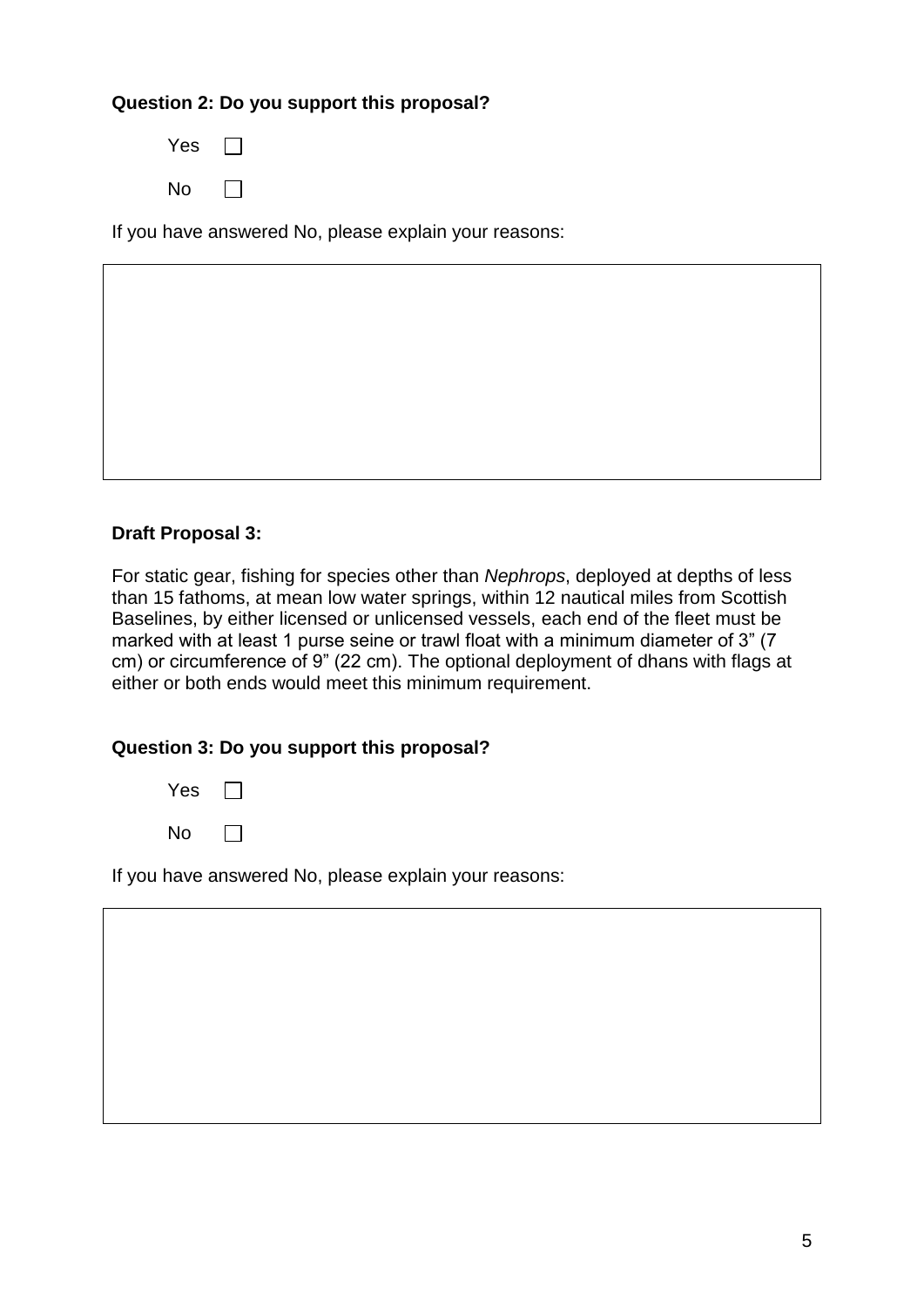**Question 2: Do you support this proposal?**

Yes ☐

No ☐

If you have answered No, please explain your reasons:

| |
|---|
| |

**Draft Proposal 3:**

For static gear, fishing for species other than *Nephrops*, deployed at depths of less than 15 fathoms, at mean low water springs, within 12 nautical miles from Scottish Baselines, by either licensed or unlicensed vessels, each end of the fleet must be marked with at least 1 purse seine or trawl float with a minimum diameter of 3” (7 cm) or circumference of 9” (22 cm). The optional deployment of dhans with flags at either or both ends would meet this minimum requirement.

**Question 3: Do you support this proposal?**

Yes ☐

No ☐

If you have answered No, please explain your reasons:

| |
|---|
| |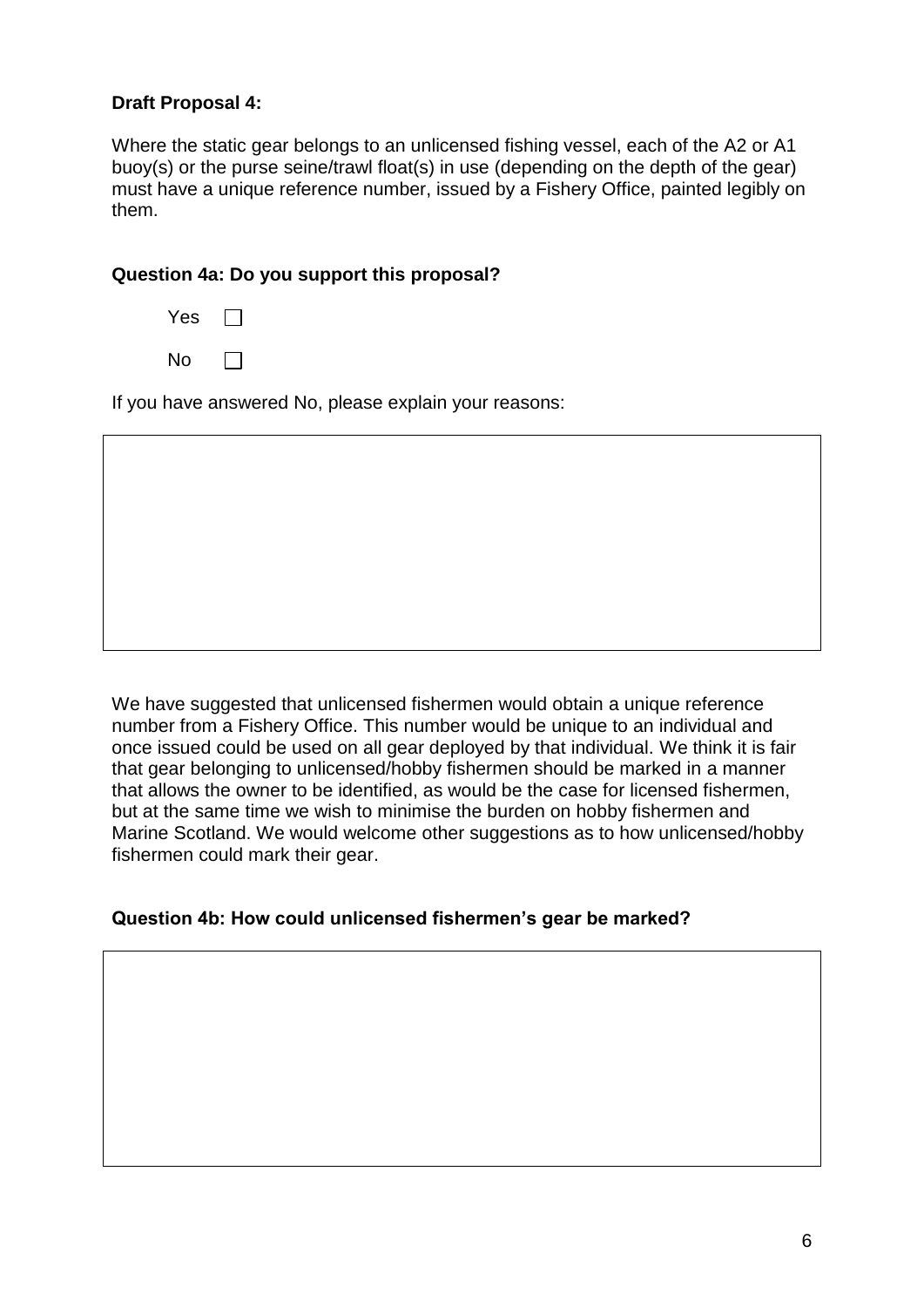**Draft Proposal 4:**

Where the static gear belongs to an unlicensed fishing vessel, each of the A2 or A1 buoy(s) or the purse seine/trawl float(s) in use (depending on the depth of the gear) must have a unique reference number, issued by a Fishery Office, painted legibly on them.

**Question 4a: Do you support this proposal?**

Yes ☐

No ☐

If you have answered No, please explain your reasons:

We have suggested that unlicensed fishermen would obtain a unique reference number from a Fishery Office. This number would be unique to an individual and once issued could be used on all gear deployed by that individual. We think it is fair that gear belonging to unlicensed/hobby fishermen should be marked in a manner that allows the owner to be identified, as would be the case for licensed fishermen, but at the same time we wish to minimise the burden on hobby fishermen and Marine Scotland. We would welcome other suggestions as to how unlicensed/hobby fishermen could mark their gear.

**Question 4b: How could unlicensed fishermen's gear be marked?**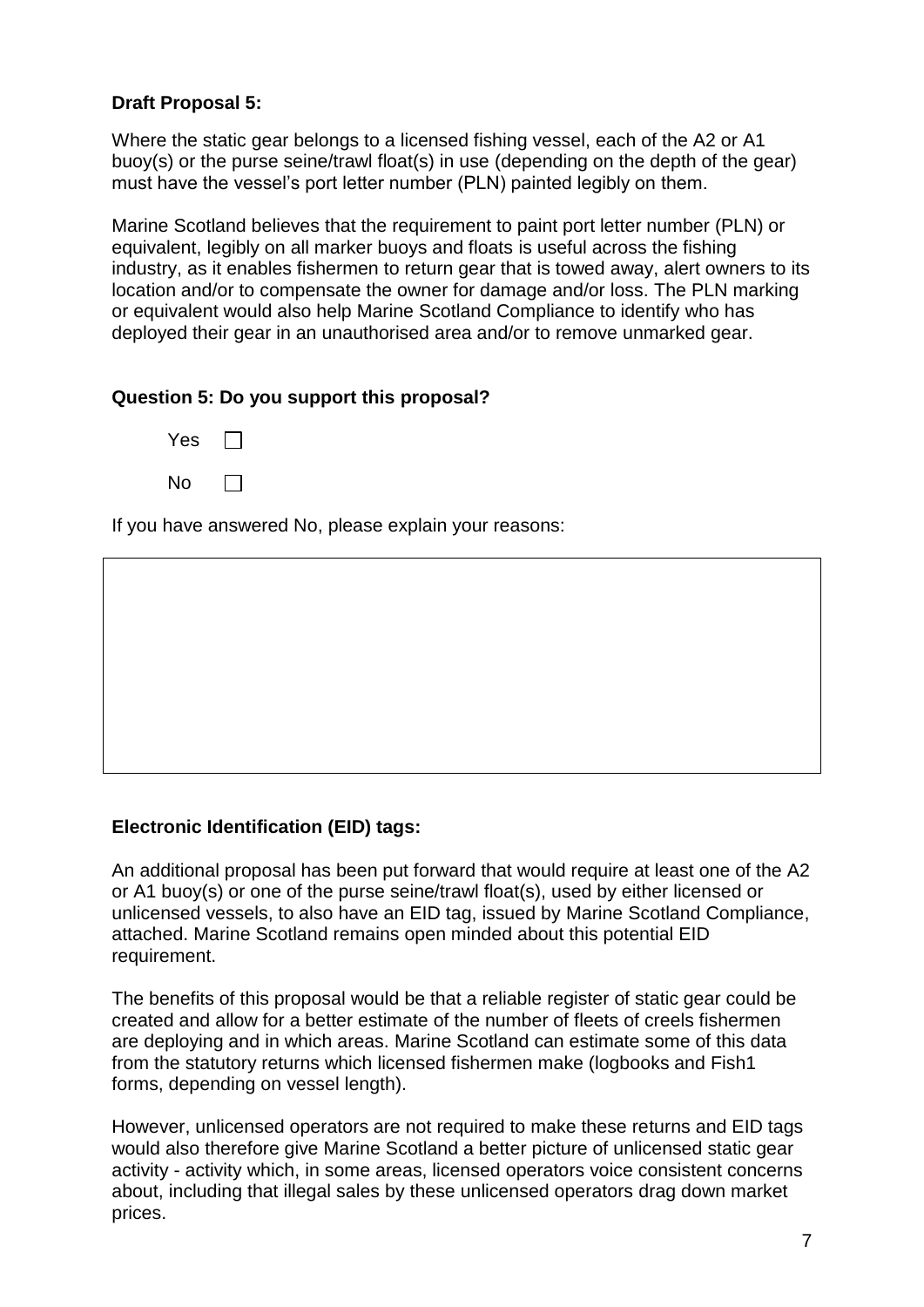**Draft Proposal 5:**

Where the static gear belongs to a licensed fishing vessel, each of the A2 or A1 buoy(s) or the purse seine/trawl float(s) in use (depending on the depth of the gear) must have the vessel's port letter number (PLN) painted legibly on them.

Marine Scotland believes that the requirement to paint port letter number (PLN) or equivalent, legibly on all marker buoys and floats is useful across the fishing industry, as it enables fishermen to return gear that is towed away, alert owners to its location and/or to compensate the owner for damage and/or loss. The PLN marking or equivalent would also help Marine Scotland Compliance to identify who has deployed their gear in an unauthorised area and/or to remove unmarked gear.

**Question 5: Do you support this proposal?**

Yes ☐

No ☐

If you have answered No, please explain your reasons:

**Electronic Identification (EID) tags:**

An additional proposal has been put forward that would require at least one of the A2 or A1 buoy(s) or one of the purse seine/trawl float(s), used by either licensed or unlicensed vessels, to also have an EID tag, issued by Marine Scotland Compliance, attached. Marine Scotland remains open minded about this potential EID requirement.

The benefits of this proposal would be that a reliable register of static gear could be created and allow for a better estimate of the number of fleets of creels fishermen are deploying and in which areas. Marine Scotland can estimate some of this data from the statutory returns which licensed fishermen make (logbooks and Fish1 forms, depending on vessel length).

However, unlicensed operators are not required to make these returns and EID tags would also therefore give Marine Scotland a better picture of unlicensed static gear activity - activity which, in some areas, licensed operators voice consistent concerns about, including that illegal sales by these unlicensed operators drag down market prices.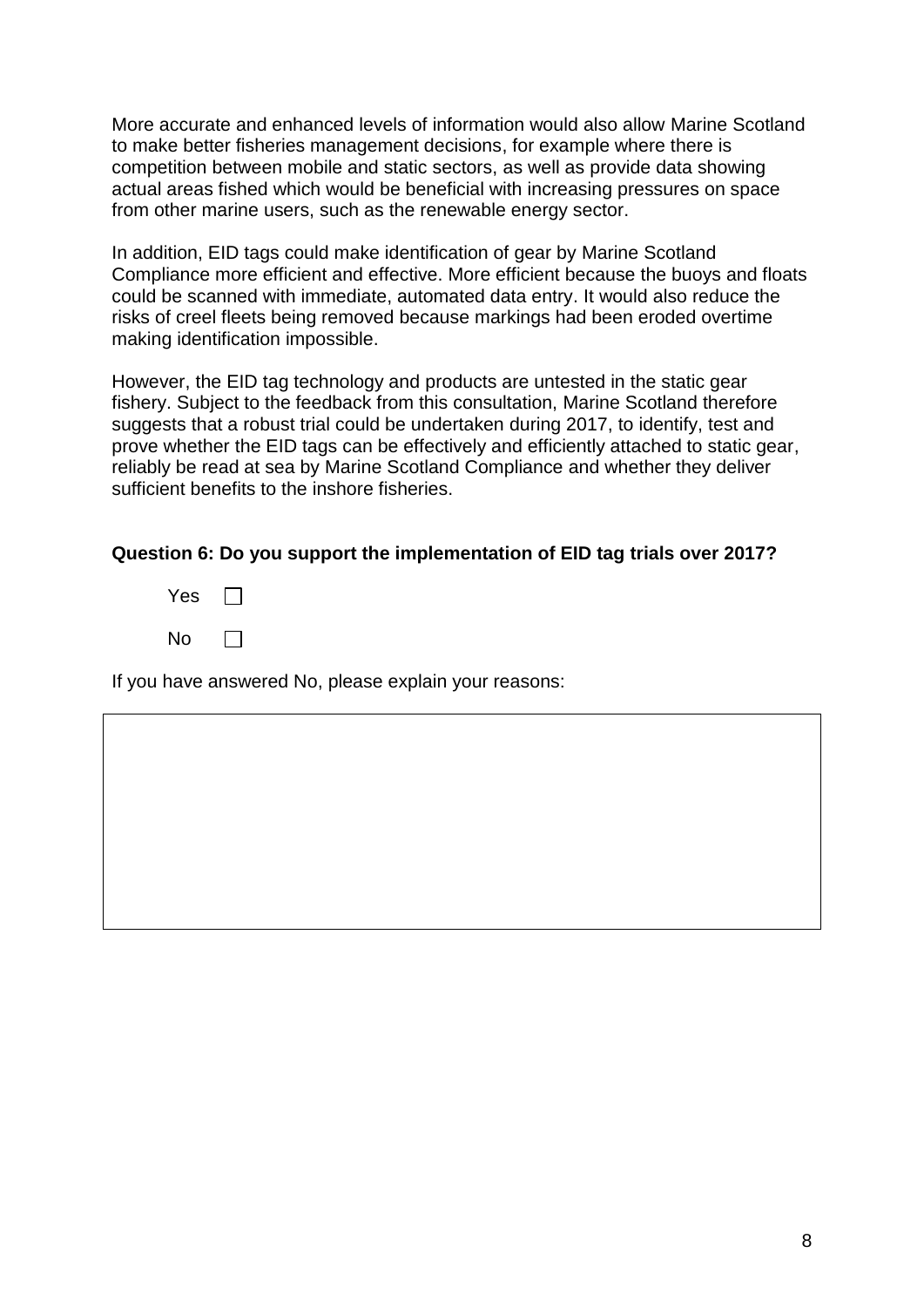More accurate and enhanced levels of information would also allow Marine Scotland to make better fisheries management decisions, for example where there is competition between mobile and static sectors, as well as provide data showing actual areas fished which would be beneficial with increasing pressures on space from other marine users, such as the renewable energy sector.

In addition, EID tags could make identification of gear by Marine Scotland Compliance more efficient and effective. More efficient because the buoys and floats could be scanned with immediate, automated data entry. It would also reduce the risks of creel fleets being removed because markings had been eroded overtime making identification impossible.

However, the EID tag technology and products are untested in the static gear fishery. Subject to the feedback from this consultation, Marine Scotland therefore suggests that a robust trial could be undertaken during 2017, to identify, test and prove whether the EID tags can be effectively and efficiently attached to static gear, reliably be read at sea by Marine Scotland Compliance and whether they deliver sufficient benefits to the inshore fisheries.

**Question 6: Do you support the implementation of EID tag trials over 2017?**

Yes ☐

No ☐

If you have answered No, please explain your reasons:

| |
|---|
| |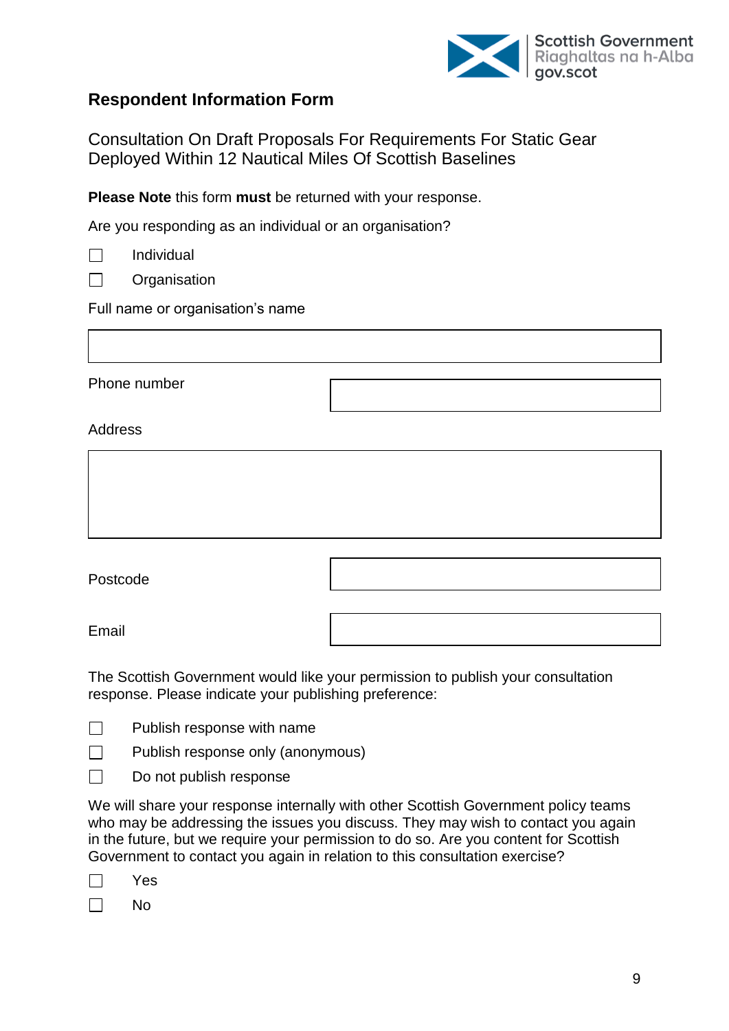Scottish Government
Riaghaltas na h-Alba
gov.scot

## Respondent Information Form

Consultation On Draft Proposals For Requirements For Static Gear Deployed Within 12 Nautical Miles Of Scottish Baselines

**Please Note** this form **must** be returned with your response.

Are you responding as an individual or an organisation?

- ☐ Individual
- ☐ Organisation

Full name or organisation's name

| |
|---|
| |

| | |
|---|---|
| Phone number | |

Address

| |
|---|
| |

| | |
|---|---|
| Postcode | |
| Email | |

The Scottish Government would like your permission to publish your consultation response. Please indicate your publishing preference:

- ☐ Publish response with name
- ☐ Publish response only (anonymous)
- ☐ Do not publish response

We will share your response internally with other Scottish Government policy teams who may be addressing the issues you discuss. They may wish to contact you again in the future, but we require your permission to do so. Are you content for Scottish Government to contact you again in relation to this consultation exercise?

- ☐ Yes
- ☐ No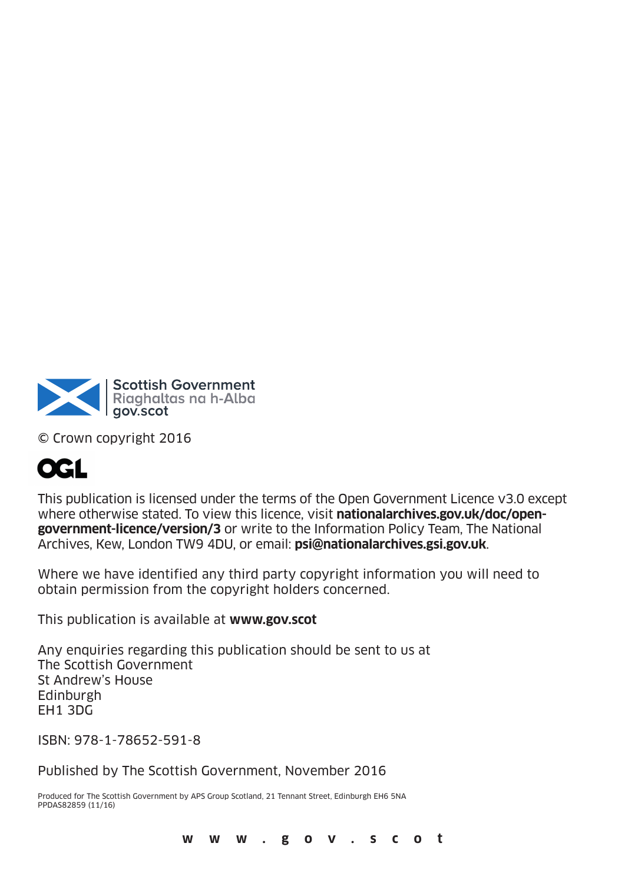Scottish Government
Riaghaltas na h-Alba
gov.scot

© Crown copyright 2016

OGL

This publication is licensed under the terms of the Open Government Licence v3.0 except where otherwise stated. To view this licence, visit **nationalarchives.gov.uk/doc/open-government-licence/version/3** or write to the Information Policy Team, The National Archives, Kew, London TW9 4DU, or email: **psi@nationalarchives.gsi.gov.uk**.

Where we have identified any third party copyright information you will need to obtain permission from the copyright holders concerned.

This publication is available at **www.gov.scot**

Any enquiries regarding this publication should be sent to us at
The Scottish Government
St Andrew's House
Edinburgh
EH1 3DG

ISBN: 978-1-78652-591-8

Published by The Scottish Government, November 2016

Produced for The Scottish Government by APS Group Scotland, 21 Tennant Street, Edinburgh EH6 5NA
PPDAS82859 (11/16)

**w w w . g o v . s c o t**